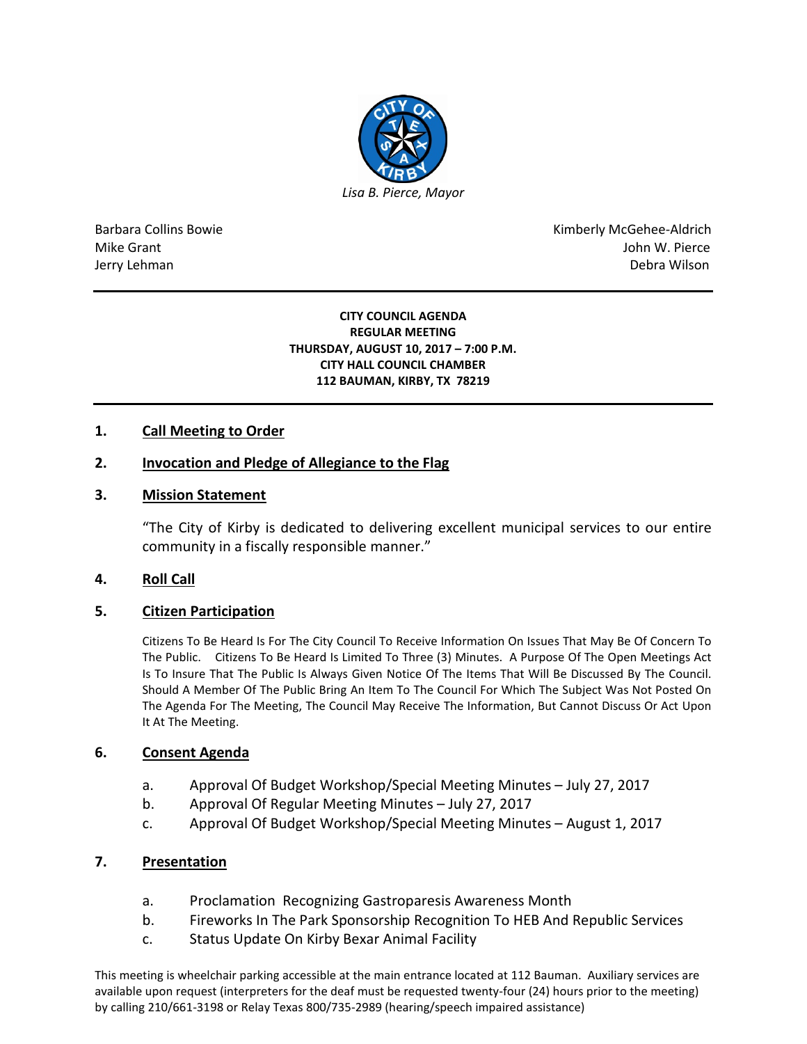*Lisa B. Pierce, Mayor*

Barbara Collins Bowie
Mike Grant
Jerry Lehman

Kimberly McGehee-Aldrich
John W. Pierce
Debra Wilson

**CITY COUNCIL AGENDA**
**REGULAR MEETING**
**THURSDAY, AUGUST 10, 2017 – 7:00 P.M.**
**CITY HALL COUNCIL CHAMBER**
**112 BAUMAN, KIRBY, TX 78219**

## 1. Call Meeting to Order

## 2. Invocation and Pledge of Allegiance to the Flag

## 3. Mission Statement

"The City of Kirby is dedicated to delivering excellent municipal services to our entire community in a fiscally responsible manner."

## 4. Roll Call

## 5. Citizen Participation

Citizens To Be Heard Is For The City Council To Receive Information On Issues That May Be Of Concern To The Public. Citizens To Be Heard Is Limited To Three (3) Minutes. A Purpose Of The Open Meetings Act Is To Insure That The Public Is Always Given Notice Of The Items That Will Be Discussed By The Council. Should A Member Of The Public Bring An Item To The Council For Which The Subject Was Not Posted On The Agenda For The Meeting, The Council May Receive The Information, But Cannot Discuss Or Act Upon It At The Meeting.

## 6. Consent Agenda

a. Approval Of Budget Workshop/Special Meeting Minutes – July 27, 2017
b. Approval Of Regular Meeting Minutes – July 27, 2017
c. Approval Of Budget Workshop/Special Meeting Minutes – August 1, 2017

## 7. Presentation

a. Proclamation Recognizing Gastroparesis Awareness Month
b. Fireworks In The Park Sponsorship Recognition To HEB And Republic Services
c. Status Update On Kirby Bexar Animal Facility

This meeting is wheelchair parking accessible at the main entrance located at 112 Bauman. Auxiliary services are available upon request (interpreters for the deaf must be requested twenty-four (24) hours prior to the meeting) by calling 210/661-3198 or Relay Texas 800/735-2989 (hearing/speech impaired assistance)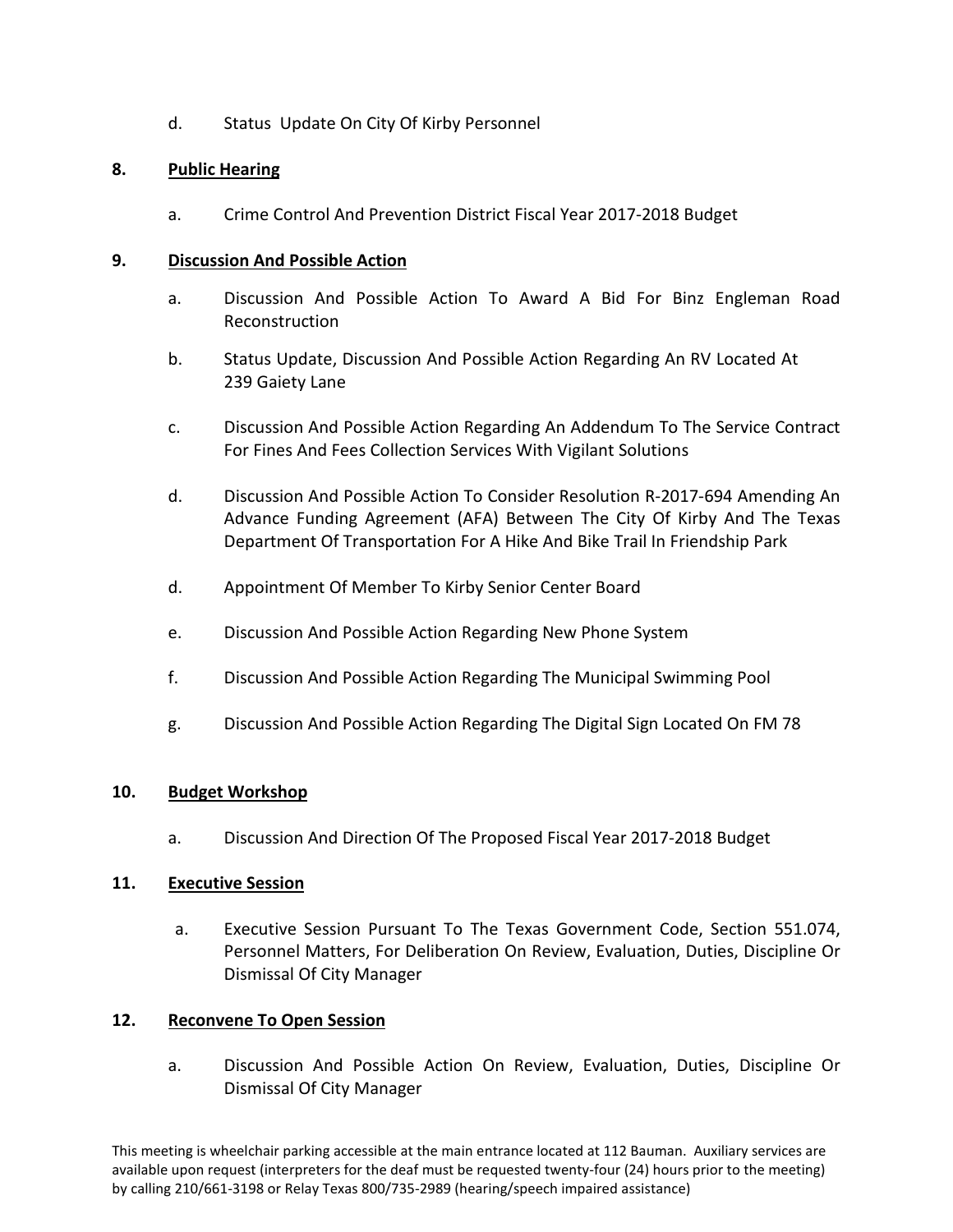d. Status Update On City Of Kirby Personnel

**8. Public Hearing**

a. Crime Control And Prevention District Fiscal Year 2017-2018 Budget

**9. Discussion And Possible Action**

a. Discussion And Possible Action To Award A Bid For Binz Engleman Road Reconstruction

b. Status Update, Discussion And Possible Action Regarding An RV Located At 239 Gaiety Lane

c. Discussion And Possible Action Regarding An Addendum To The Service Contract For Fines And Fees Collection Services With Vigilant Solutions

d. Discussion And Possible Action To Consider Resolution R-2017-694 Amending An Advance Funding Agreement (AFA) Between The City Of Kirby And The Texas Department Of Transportation For A Hike And Bike Trail In Friendship Park

d. Appointment Of Member To Kirby Senior Center Board

e. Discussion And Possible Action Regarding New Phone System

f. Discussion And Possible Action Regarding The Municipal Swimming Pool

g. Discussion And Possible Action Regarding The Digital Sign Located On FM 78

**10. Budget Workshop**

a. Discussion And Direction Of The Proposed Fiscal Year 2017-2018 Budget

**11. Executive Session**

a. Executive Session Pursuant To The Texas Government Code, Section 551.074, Personnel Matters, For Deliberation On Review, Evaluation, Duties, Discipline Or Dismissal Of City Manager

**12. Reconvene To Open Session**

a. Discussion And Possible Action On Review, Evaluation, Duties, Discipline Or Dismissal Of City Manager

This meeting is wheelchair parking accessible at the main entrance located at 112 Bauman. Auxiliary services are available upon request (interpreters for the deaf must be requested twenty-four (24) hours prior to the meeting) by calling 210/661-3198 or Relay Texas 800/735-2989 (hearing/speech impaired assistance)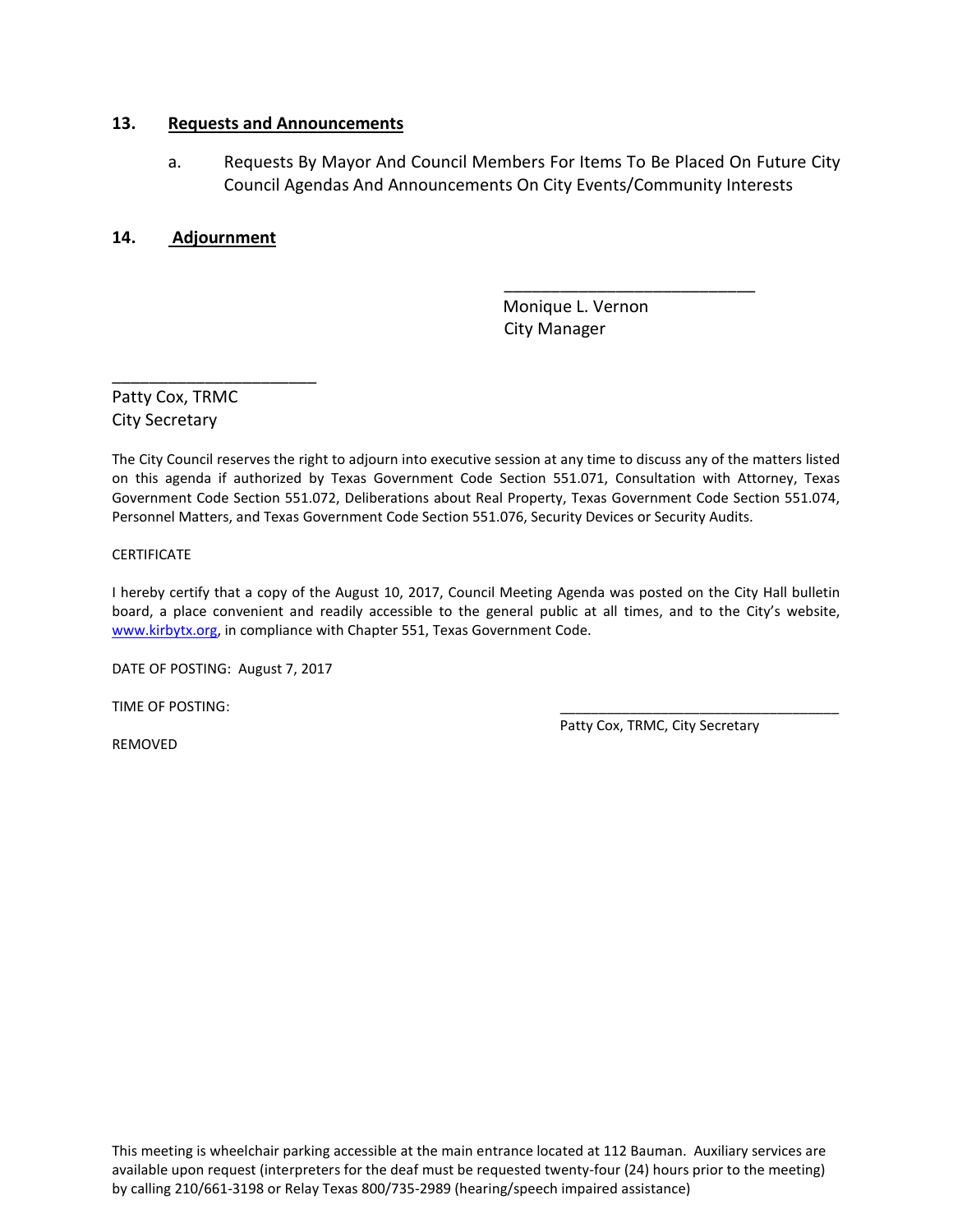## 13. Requests and Announcements

a. Requests By Mayor And Council Members For Items To Be Placed On Future City Council Agendas And Announcements On City Events/Community Interests

## 14. Adjournment

\_\_\_\_\_\_\_\_\_\_\_\_\_\_\_\_\_\_\_\_\_\_\_\_\_\_\_\_
Monique L. Vernon
City Manager

\_\_\_\_\_\_\_\_\_\_\_\_\_\_\_\_\_\_\_\_\_\_\_\_\_\_
Patty Cox, TRMC
City Secretary

The City Council reserves the right to adjourn into executive session at any time to discuss any of the matters listed on this agenda if authorized by Texas Government Code Section 551.071, Consultation with Attorney, Texas Government Code Section 551.072, Deliberations about Real Property, Texas Government Code Section 551.074, Personnel Matters, and Texas Government Code Section 551.076, Security Devices or Security Audits.

CERTIFICATE

I hereby certify that a copy of the August 10, 2017, Council Meeting Agenda was posted on the City Hall bulletin board, a place convenient and readily accessible to the general public at all times, and to the City's website, www.kirbytx.org, in compliance with Chapter 551, Texas Government Code.

DATE OF POSTING: August 7, 2017

TIME OF POSTING:

\_\_\_\_\_\_\_\_\_\_\_\_\_\_\_\_\_\_\_\_\_\_\_\_\_\_\_\_\_\_\_\_\_\_\_\_
Patty Cox, TRMC, City Secretary

REMOVED

This meeting is wheelchair parking accessible at the main entrance located at 112 Bauman. Auxiliary services are available upon request (interpreters for the deaf must be requested twenty-four (24) hours prior to the meeting) by calling 210/661-3198 or Relay Texas 800/735-2989 (hearing/speech impaired assistance)